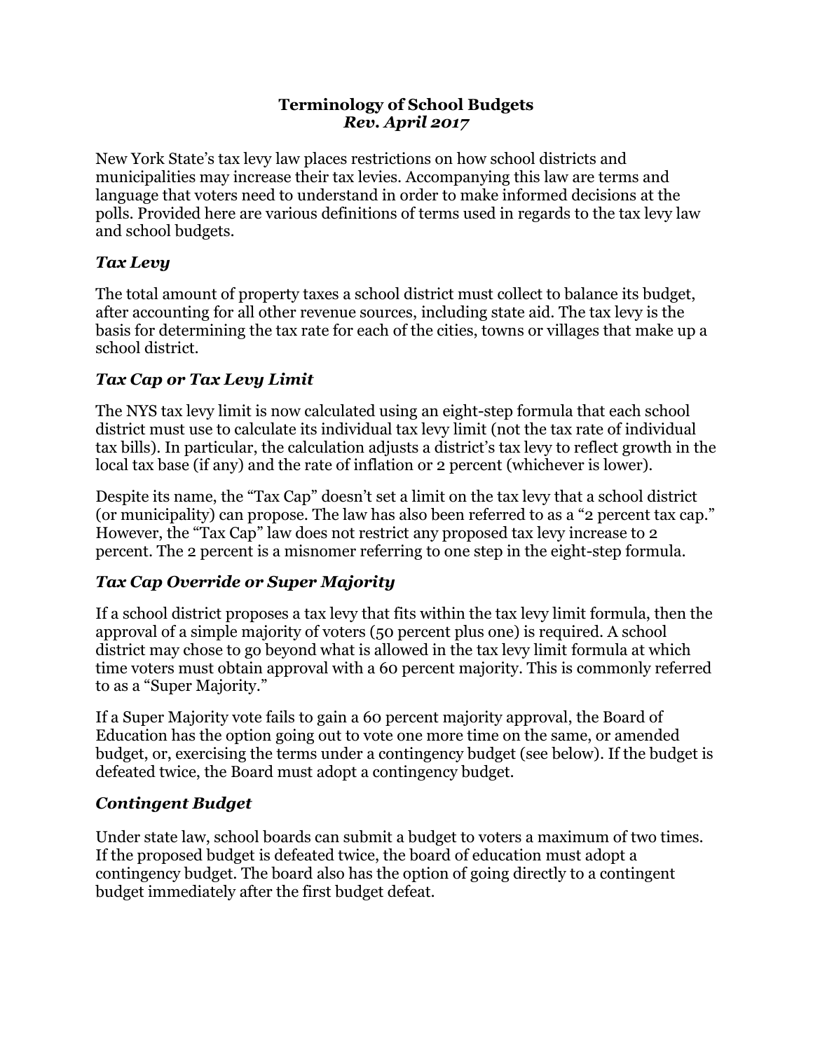# Terminology of School Budgets
***Rev. April 2017***

New York State's tax levy law places restrictions on how school districts and municipalities may increase their tax levies. Accompanying this law are terms and language that voters need to understand in order to make informed decisions at the polls. Provided here are various definitions of terms used in regards to the tax levy law and school budgets.

### *Tax Levy*

The total amount of property taxes a school district must collect to balance its budget, after accounting for all other revenue sources, including state aid. The tax levy is the basis for determining the tax rate for each of the cities, towns or villages that make up a school district.

### *Tax Cap or Tax Levy Limit*

The NYS tax levy limit is now calculated using an eight-step formula that each school district must use to calculate its individual tax levy limit (not the tax rate of individual tax bills). In particular, the calculation adjusts a district's tax levy to reflect growth in the local tax base (if any) and the rate of inflation or 2 percent (whichever is lower).

Despite its name, the "Tax Cap" doesn't set a limit on the tax levy that a school district (or municipality) can propose. The law has also been referred to as a "2 percent tax cap." However, the "Tax Cap" law does not restrict any proposed tax levy increase to 2 percent. The 2 percent is a misnomer referring to one step in the eight-step formula.

### *Tax Cap Override or Super Majority*

If a school district proposes a tax levy that fits within the tax levy limit formula, then the approval of a simple majority of voters (50 percent plus one) is required. A school district may chose to go beyond what is allowed in the tax levy limit formula at which time voters must obtain approval with a 60 percent majority. This is commonly referred to as a "Super Majority."

If a Super Majority vote fails to gain a 60 percent majority approval, the Board of Education has the option going out to vote one more time on the same, or amended budget, or, exercising the terms under a contingency budget (see below). If the budget is defeated twice, the Board must adopt a contingency budget.

### *Contingent Budget*

Under state law, school boards can submit a budget to voters a maximum of two times. If the proposed budget is defeated twice, the board of education must adopt a contingency budget. The board also has the option of going directly to a contingent budget immediately after the first budget defeat.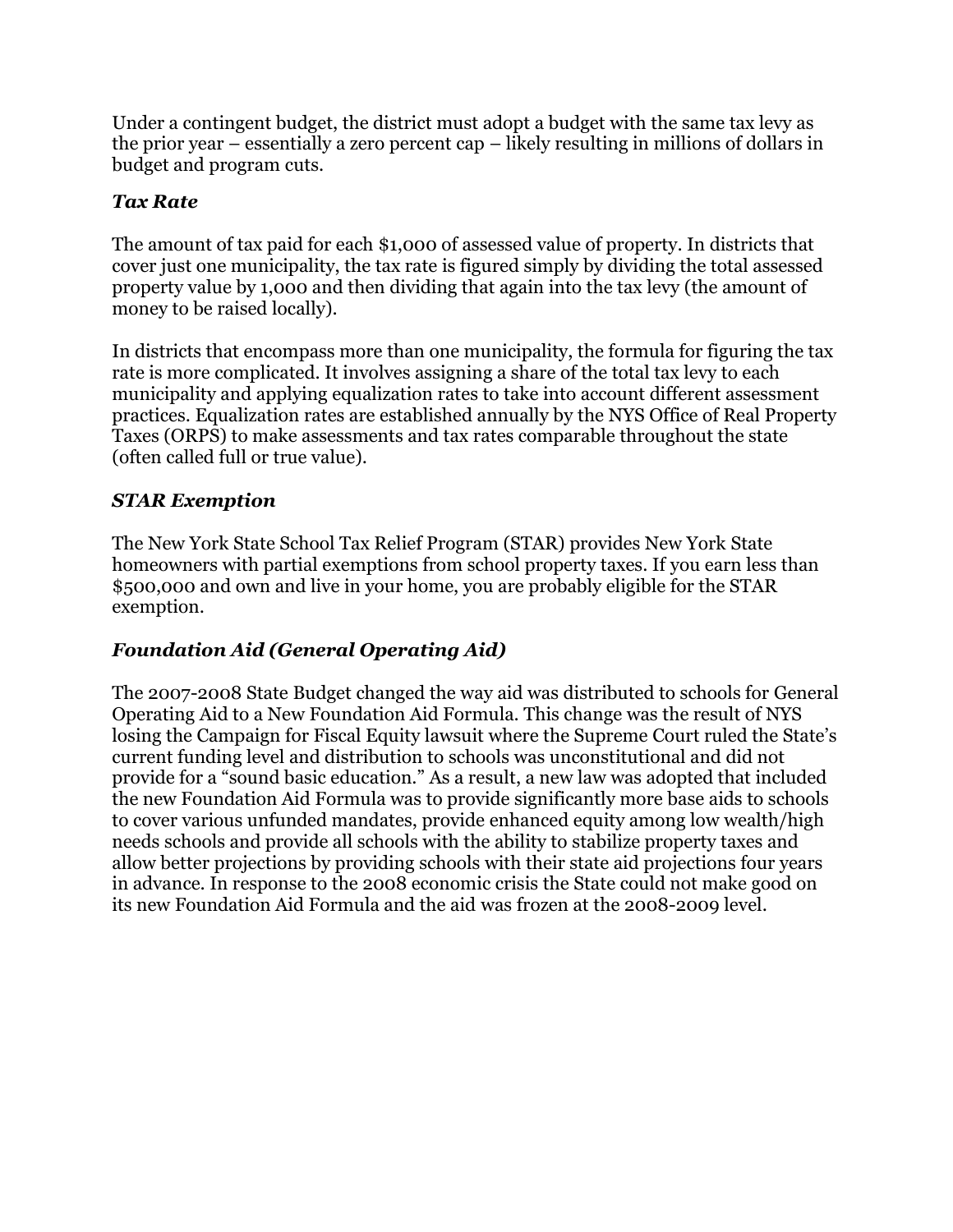Under a contingent budget, the district must adopt a budget with the same tax levy as the prior year – essentially a zero percent cap – likely resulting in millions of dollars in budget and program cuts.

### *Tax Rate*

The amount of tax paid for each $1,000 of assessed value of property. In districts that cover just one municipality, the tax rate is figured simply by dividing the total assessed property value by 1,000 and then dividing that again into the tax levy (the amount of money to be raised locally).

In districts that encompass more than one municipality, the formula for figuring the tax rate is more complicated. It involves assigning a share of the total tax levy to each municipality and applying equalization rates to take into account different assessment practices. Equalization rates are established annually by the NYS Office of Real Property Taxes (ORPS) to make assessments and tax rates comparable throughout the state (often called full or true value).

### *STAR Exemption*

The New York State School Tax Relief Program (STAR) provides New York State homeowners with partial exemptions from school property taxes. If you earn less than $500,000 and own and live in your home, you are probably eligible for the STAR exemption.

### *Foundation Aid (General Operating Aid)*

The 2007-2008 State Budget changed the way aid was distributed to schools for General Operating Aid to a New Foundation Aid Formula. This change was the result of NYS losing the Campaign for Fiscal Equity lawsuit where the Supreme Court ruled the State's current funding level and distribution to schools was unconstitutional and did not provide for a "sound basic education." As a result, a new law was adopted that included the new Foundation Aid Formula was to provide significantly more base aids to schools to cover various unfunded mandates, provide enhanced equity among low wealth/high needs schools and provide all schools with the ability to stabilize property taxes and allow better projections by providing schools with their state aid projections four years in advance. In response to the 2008 economic crisis the State could not make good on its new Foundation Aid Formula and the aid was frozen at the 2008-2009 level.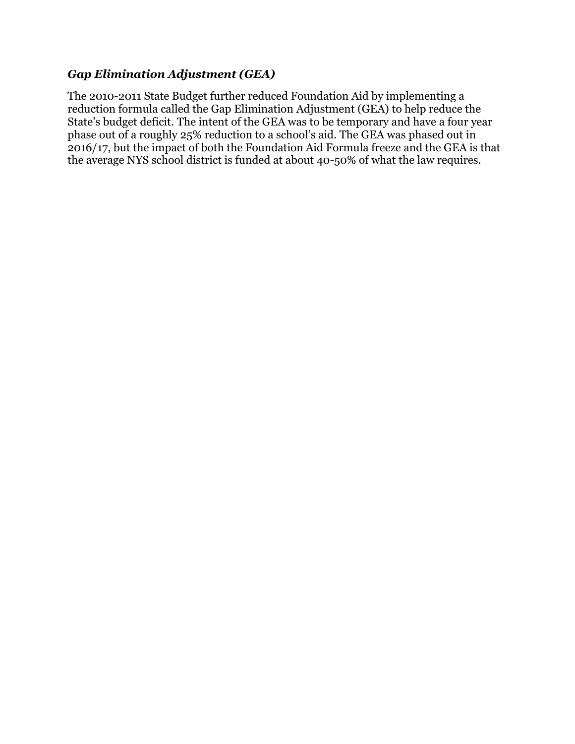### ***Gap Elimination Adjustment (GEA)***

The 2010-2011 State Budget further reduced Foundation Aid by implementing a reduction formula called the Gap Elimination Adjustment (GEA) to help reduce the State's budget deficit. The intent of the GEA was to be temporary and have a four year phase out of a roughly 25% reduction to a school's aid. The GEA was phased out in 2016/17, but the impact of both the Foundation Aid Formula freeze and the GEA is that the average NYS school district is funded at about 40-50% of what the law requires.